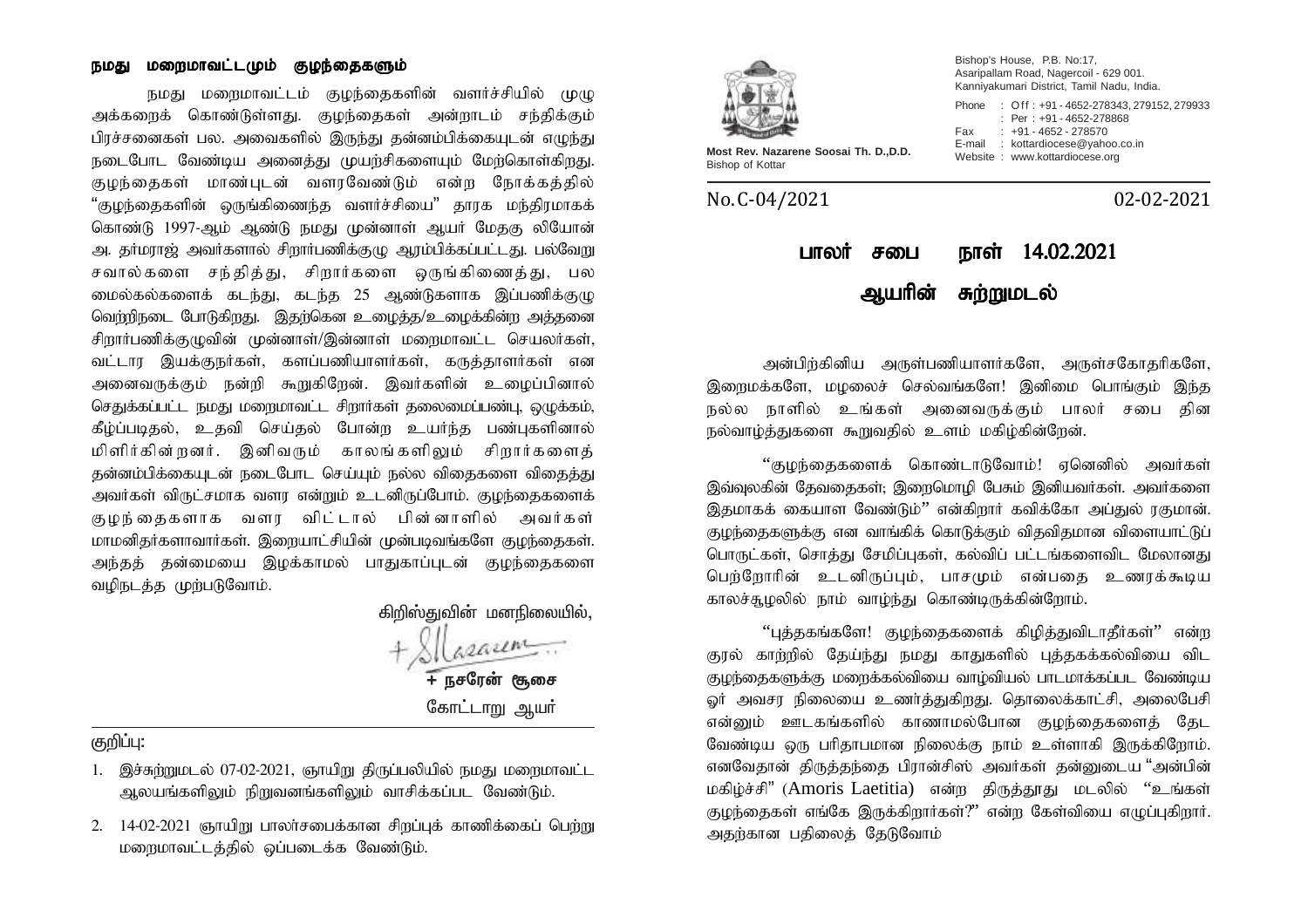### நமது மறைமாவட்டமும் குழந்தைகளும்

நமது மறைமாவட்டம் குழந்தைகளின் வளர்ச்சியில் முழு அக்கறைக் கொண்டுள்ளது. குழந்தைகள் அன்றாடம் சந்திக்கும் பிரச்சனைகள் பல. அவைகளில் இருந்து தன்னம்பிக்கையுடன் எழுந்து நடைபோட வேண்டிய அனைத்து முயற்சிகளையும் மேற்கொள்கிறது. குழந்தைகள் மாண்புடன் வளரவேண்டும் என்ற நோக்கத்தில் "குழந்தைகளின் ஒருங்கிணைந்த வளர்ச்சியை" தாரக மந்திரமாகக் கொண்டு 1997-ஆம் ஆண்டு நமது முன்னாள் ஆயர் மேதகு லியோன் அ. தர்மராஜ் அவர்களால் சிறார்பணிக்குழு ஆரம்பிக்கப்பட்டது. பல்வேறு சவால்களை சந்தித்து, சிறார்களை ஒருங்கிணைத்து, பல மைல்கல்களைக் கடந்து, கடந்த 25 ஆண்டுகளாக இப்பணிக்குழு வெற்றிநடை போடுகிறது. இதற்கென உழைத்த/உழைக்கின்ற அத்தனை சிறார்பணிக்குழுவின் முன்னாள்/இன்னாள் மறைமாவட்ட செயலர்கள், வட்டார இயக்குநர்கள், களப்பணியாளர்கள், கருத்தாளர்கள் என அனைவருக்கும் நன்றி கூறுகிறேன். இவர்களின் உழைப்பினால் செதுக்கப்பட்ட நமது மறைமாவட்ட சிறார்கள் தலைமைப்பண்பு, ஒழுக்கம், கீழ்ப்படிதல், உதவி செய்தல் போன்ற உயர்ந்த பண்புகளினால் மிளிர்கின்றனர். இனிவரும் காலங்களிலும் சிறார்களைத் தன்னம்பிக்கையுடன் நடைபோட செய்யும் நல்ல விதைகளை விதைத்து அவர்கள் விருட்சமாக வளர என்றும் உடனிருப்போம். குழந்தைகளைக் குழந்தைகளாக வளர விட்டால் பின்னாளில் அவர்கள் மாமனிதர்களாவார்கள். இறையாட்சியின் முன்படிவங்களே குழந்தைகள். அந்தத் தன்மையை இழக்காமல் பாதுகாப்புடன் குழந்தைகளை வழிநடத்த முற்படுவோம்.

கிறிஸ்துவின் மனநிலையில்,

**+ நசரேன் சூசை**
கோட்டாறு ஆயர்

குறிப்பு:

1. இச்சுற்றுமடல் 07-02-2021, ஞாயிறு திருப்பலியில் நமது மறைமாவட்ட ஆலயங்களிலும் நிறுவனங்களிலும் வாசிக்கப்பட வேண்டும்.
2. 14-02-2021 ஞாயிறு பாலர்சபைக்கான சிறப்புக் காணிக்கைப் பெற்று மறைமாவட்டத்தில் ஒப்படைக்க வேண்டும்.

---

**Most Rev. Nazarene Soosai Th. D.,D.D.**
Bishop of Kottar

Bishop's House, P.B. No:17,
Asaripallam Road, Nagercoil - 629 001.
Kanniyakumari District, Tamil Nadu, India.

Phone : Off : +91 - 4652-278343, 279152, 279933
: Per : +91 - 4652-278868
Fax : +91 - 4652 - 278570
E-mail : kottardiocese@yahoo.co.in
Website : www.kottardiocese.org

No.C-04/2021 02-02-2021

# பாலர் சபை நாள் 14.02.2021

## ஆயரின் சுற்றுமடல்

அன்பிற்கினிய அருள்பணியாளர்களே, அருள்சகோதரிகளே, இறைமக்களே, மழலைச் செல்வங்களே! இனிமை பொங்கும் இந்த நல்ல நாளில் உங்கள் அனைவருக்கும் பாலர் சபை தின நல்வாழ்த்துகளை கூறுவதில் உளம் மகிழ்கின்றேன்.

"குழந்தைகளைக் கொண்டாடுவோம்! ஏனெனில் அவர்கள் இவ்வுலகின் தேவதைகள்; இறைமொழி பேசும் இனியவர்கள். அவர்களை இதமாகக் கையாள வேண்டும்" என்கிறார் கவிக்கோ அப்துல் ரகுமான். குழந்தைகளுக்கு என வாங்கிக் கொடுக்கும் விதவிதமான விளையாட்டுப் பொருட்கள், சொத்து சேமிப்புகள், கல்விப் பட்டங்களைவிட மேலானது பெற்றோரின் உடனிருப்பும், பாசமும் என்பதை உணரக்கூடிய காலச்சூழலில் நாம் வாழ்ந்து கொண்டிருக்கின்றோம்.

"புத்தகங்களே! குழந்தைகளைக் கிழித்துவிடாதீர்கள்" என்ற குரல் காற்றில் தேய்ந்து நமது காதுகளில் புத்தகக்கல்வியை விட குழந்தைகளுக்கு மறைக்கல்வியை வாழ்வியல் பாடமாக்கப்பட வேண்டிய ஓர் அவசர நிலையை உணர்த்துகிறது. தொலைக்காட்சி, அலைபேசி என்னும் ஊடகங்களில் காணாமல்போன குழந்தைகளைத் தேட வேண்டிய ஒரு பரிதாபமான நிலைக்கு நாம் உள்ளாகி இருக்கிறோம். எனவேதான் திருத்தந்தை பிரான்சிஸ் அவர்கள் தன்னுடைய "அன்பின் மகிழ்ச்சி" (Amoris Laetitia) என்ற திருத்தூது மடலில் "உங்கள் குழந்தைகள் எங்கே இருக்கிறார்கள்?" என்ற கேள்வியை எழுப்புகிறார். அதற்கான பதிலைத் தேடுவோம்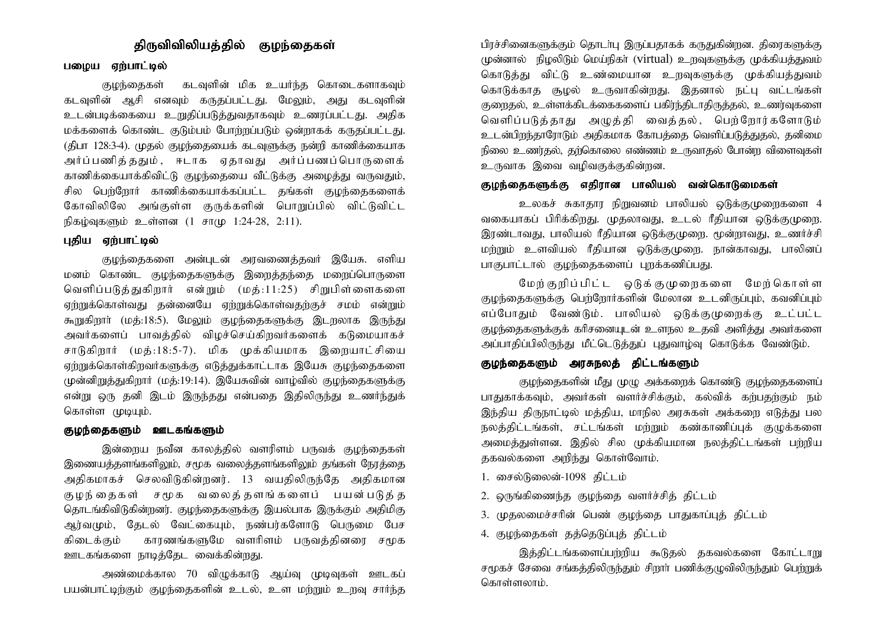# திருவிவிலியத்தில் குழந்தைகள்

## பழைய ஏற்பாட்டில்

குழந்தைகள் கடவுளின் மிக உயர்ந்த கொடைகளாகவும் கடவுளின் ஆசி எனவும் கருதப்பட்டது. மேலும், அது கடவுளின் உடன்படிக்கையை உறுதிப்படுத்துவதாகவும் உணரப்பட்டது. அதிக மக்களைக் கொண்ட குடும்பம் போற்றப்படும் ஒன்றாகக் கருதப்பட்டது. (திபா 128:3-4). முதல் குழந்தையைக் கடவுளுக்கு நன்றி காணிக்கையாக அர்ப்பணித்ததும், ஈடாக ஏதாவது அர்ப்பணப்பொருளைக் காணிக்கையாக்கிவிட்டு குழந்தையை வீட்டுக்கு அழைத்து வருவதும், சில பெற்றோர் காணிக்கையாக்கப்பட்ட தங்கள் குழந்தைகளைக் கோவிலிலே அங்குள்ள குருக்களின் பொறுப்பில் விட்டுவிட்ட நிகழ்வுகளும் உள்ளன (1 சாமு 1:24-28, 2:11).

## புதிய ஏற்பாட்டில்

குழந்தைகளை அன்புடன் அரவணைத்தவர் இயேசு. எளிய மனம் கொண்ட குழந்தைகளுக்கு இறைத்தந்தை மறைப்பொருளை வெளிப்படுத்துகிறார் என்றும் (மத்:11:25) சிறுபிள்ளைகளை ஏற்றுக்கொள்வது தன்னையே ஏற்றுக்கொள்வதற்குச் சமம் என்றும் கூறுகிறார் (மத்:18:5). மேலும் குழந்தைகளுக்கு இடறலாக இருந்து அவர்களைப் பாவத்தில் விழச்செய்கிறவர்களைக் கடுமையாகச் சாடுகிறார் (மத்:18:5-7). மிக முக்கியமாக இறையாட்சியை ஏற்றுக்கொள்கிறவர்களுக்கு எடுத்துக்காட்டாக இயேசு குழந்தைகளை முன்னிறுத்துகிறார் (மத்:19:14). இயேசுவின் வாழ்வில் குழந்தைகளுக்கு என்று ஒரு தனி இடம் இருந்தது என்பதை இதிலிருந்து உணர்ந்துக் கொள்ள முடியும்.

## குழந்தைகளும் ஊடகங்களும்

இன்றைய நவீன காலத்தில் வளரிளம் பருவக் குழந்தைகள் இணையத்தளங்களிலும், சமூக வலைத்தளங்களிலும் தங்கள் நேரத்தை அதிகமாகச் செலவிடுகின்றனர். 13 வயதிலிருந்தே அதிகமான குழந்தைகள் சமூக வலைத்தளங்களைப் பயன்படுத்த தொடங்கிவிடுகின்றனர். குழந்தைகளுக்கு இயல்பாக இருக்கும் அதிமிகு ஆர்வமும், தேடல் வேட்கையும், நண்பர்களோடு பெருமை பேச கிடைக்கும் காரணங்களுமே வளரிளம் பருவத்தினரை சமூக ஊடகங்களை நாடித்தேட வைக்கின்றது.

அண்மைக்கால 70 விழுக்காடு ஆய்வு முடிவுகள் ஊடகப் பயன்பாட்டிற்கும் குழந்தைகளின் உடல், உள மற்றும் உறவு சார்ந்த பிரச்சினைகளுக்கும் தொடர்பு இருப்பதாகக் கருதுகின்றன. திரைகளுக்கு முன்னால் நிழலிடும் மெய்நிகர் (virtual) உறவுகளுக்கு முக்கியத்துவம் கொடுத்து விட்டு உண்மையான உறவுகளுக்கு முக்கியத்துவம் கொடுக்காத சூழல் உருவாகின்றது. இதனால் நட்பு வட்டங்கள் குறைதல், உள்ளக்கிடக்கைகளைப் பகிர்ந்திடாதிருத்தல், உணர்வுகளை வெளிப்படுத்தாது அழுத்தி வைத்தல், பெற்றோர்களோடும் உடன்பிறந்தாரோடும் அதிகமாக கோபத்தை வெளிப்படுத்துதல், தனிமை நிலை உணர்தல், தற்கொலை எண்ணம் உருவாதல் போன்ற விளைவுகள் உருவாக இவை வழிவகுக்குகின்றன.

## குழந்தைகளுக்கு எதிரான பாலியல் வன்கொடுமைகள்

உலகச் சுகாதார நிறுவனம் பாலியல் ஒடுக்குமுறைகளை 4 வகையாகப் பிரிக்கிறது. முதலாவது, உடல் ரீதியான ஒடுக்குமுறை. இரண்டாவது, பாலியல் ரீதியான ஒடுக்குமுறை. மூன்றாவது, உணர்ச்சி மற்றும் உளவியல் ரீதியான ஒடுக்குமுறை. நான்காவது, பாலினப் பாகுபாட்டால் குழந்தைகளைப் புறக்கணிப்பது.

மேற்குறிப்பிட்ட ஒடுக்குமுறைகளை மேற்கொள்ள குழந்தைகளுக்கு பெற்றோர்களின் மேலான உடனிருப்பும், கவனிப்பும் எப்போதும் வேண்டும். பாலியல் ஒடுக்குமுறைக்கு உட்பட்ட குழந்தைகளுக்குக் கரிசனையுடன் உளநல உதவி அளித்து அவர்களை அப்பாதிப்பிலிருந்து மீட்டெடுத்துப் புதுவாழ்வு கொடுக்க வேண்டும்.

## குழந்தைகளும் அரசுநலத் திட்டங்களும்

குழந்தைகளின் மீது முழு அக்கறைக் கொண்டு குழந்தைகளைப் பாதுகாக்கவும், அவர்கள் வளர்ச்சிக்கும், கல்விக் கற்பதற்கும் நம் இந்திய திருநாட்டில் மத்திய, மாநில அரசுகள் அக்கறை எடுத்து பல நலத்திட்டங்கள், சட்டங்கள் மற்றும் கண்காணிப்புக் குழுக்களை அமைத்துள்ளன. இதில் சில முக்கியமான நலத்திட்டங்கள் பற்றிய தகவல்களை அறிந்து கொள்வோம்.

1. சைல்டுலைன்-1098 திட்டம்
2. ஒருங்கிணைந்த குழந்தை வளர்ச்சித் திட்டம்
3. முதலமைச்சரின் பெண் குழந்தை பாதுகாப்புத் திட்டம்
4. குழந்தைகள் தத்தெடுப்புத் திட்டம்

இத்திட்டங்களைப்பற்றிய கூடுதல் தகவல்களை கோட்டாறு சமூகச் சேவை சங்கத்திலிருந்தும் சிறார் பணிக்குழுவிலிருந்தும் பெற்றுக் கொள்ளலாம்.